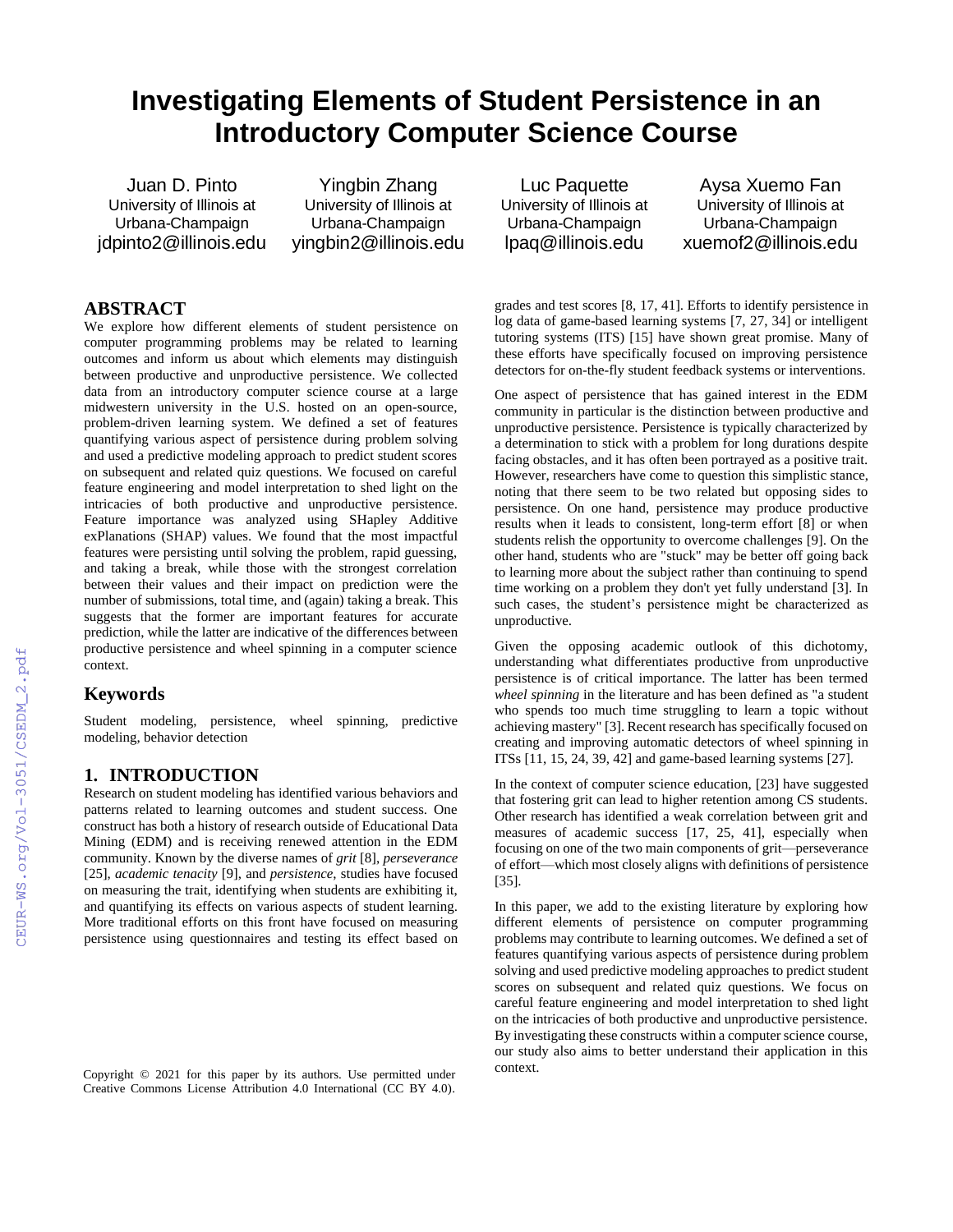# Investigating Elements of Student Persistence in an Introductory Computer Science Course

Juan D. Pinto
University of Illinois at Urbana-Champaign
jdpinto2@illinois.edu

Yingbin Zhang
University of Illinois at Urbana-Champaign
yingbin2@illinois.edu

Luc Paquette
University of Illinois at Urbana-Champaign
lpaq@illinois.edu

Aysa Xuemo Fan
University of Illinois at Urbana-Champaign
xuemof2@illinois.edu

## ABSTRACT

We explore how different elements of student persistence on computer programming problems may be related to learning outcomes and inform us about which elements may distinguish between productive and unproductive persistence. We collected data from an introductory computer science course at a large midwestern university in the U.S. hosted on an open-source, problem-driven learning system. We defined a set of features quantifying various aspect of persistence during problem solving and used a predictive modeling approach to predict student scores on subsequent and related quiz questions. We focused on careful feature engineering and model interpretation to shed light on the intricacies of both productive and unproductive persistence. Feature importance was analyzed using SHapley Additive exPlanations (SHAP) values. We found that the most impactful features were persisting until solving the problem, rapid guessing, and taking a break, while those with the strongest correlation between their values and their impact on prediction were the number of submissions, total time, and (again) taking a break. This suggests that the former are important features for accurate prediction, while the latter are indicative of the differences between productive persistence and wheel spinning in a computer science context.

## Keywords

Student modeling, persistence, wheel spinning, predictive modeling, behavior detection

## 1. INTRODUCTION

Research on student modeling has identified various behaviors and patterns related to learning outcomes and student success. One construct has both a history of research outside of Educational Data Mining (EDM) and is receiving renewed attention in the EDM community. Known by the diverse names of *grit* [8], *perseverance* [25], *academic tenacity* [9], and *persistence*, studies have focused on measuring the trait, identifying when students are exhibiting it, and quantifying its effects on various aspects of student learning. More traditional efforts on this front have focused on measuring persistence using questionnaires and testing its effect based on grades and test scores [8, 17, 41]. Efforts to identify persistence in log data of game-based learning systems [7, 27, 34] or intelligent tutoring systems (ITS) [15] have shown great promise. Many of these efforts have specifically focused on improving persistence detectors for on-the-fly student feedback systems or interventions.

One aspect of persistence that has gained interest in the EDM community in particular is the distinction between productive and unproductive persistence. Persistence is typically characterized by a determination to stick with a problem for long durations despite facing obstacles, and it has often been portrayed as a positive trait. However, researchers have come to question this simplistic stance, noting that there seem to be two related but opposing sides to persistence. On one hand, persistence may produce productive results when it leads to consistent, long-term effort [8] or when students relish the opportunity to overcome challenges [9]. On the other hand, students who are "stuck" may be better off going back to learning more about the subject rather than continuing to spend time working on a problem they don't yet fully understand [3]. In such cases, the student's persistence might be characterized as unproductive.

Given the opposing academic outlook of this dichotomy, understanding what differentiates productive from unproductive persistence is of critical importance. The latter has been termed *wheel spinning* in the literature and has been defined as "a student who spends too much time struggling to learn a topic without achieving mastery" [3]. Recent research has specifically focused on creating and improving automatic detectors of wheel spinning in ITSs [11, 15, 24, 39, 42] and game-based learning systems [27].

In the context of computer science education, [23] have suggested that fostering grit can lead to higher retention among CS students. Other research has identified a weak correlation between grit and measures of academic success [17, 25, 41], especially when focusing on one of the two main components of grit—perseverance of effort—which most closely aligns with definitions of persistence [35].

In this paper, we add to the existing literature by exploring how different elements of persistence on computer programming problems may contribute to learning outcomes. We defined a set of features quantifying various aspects of persistence during problem solving and used predictive modeling approaches to predict student scores on subsequent and related quiz questions. We focus on careful feature engineering and model interpretation to shed light on the intricacies of both productive and unproductive persistence. By investigating these constructs within a computer science course, our study also aims to better understand their application in this context.

Copyright © 2021 for this paper by its authors. Use permitted under Creative Commons License Attribution 4.0 International (CC BY 4.0).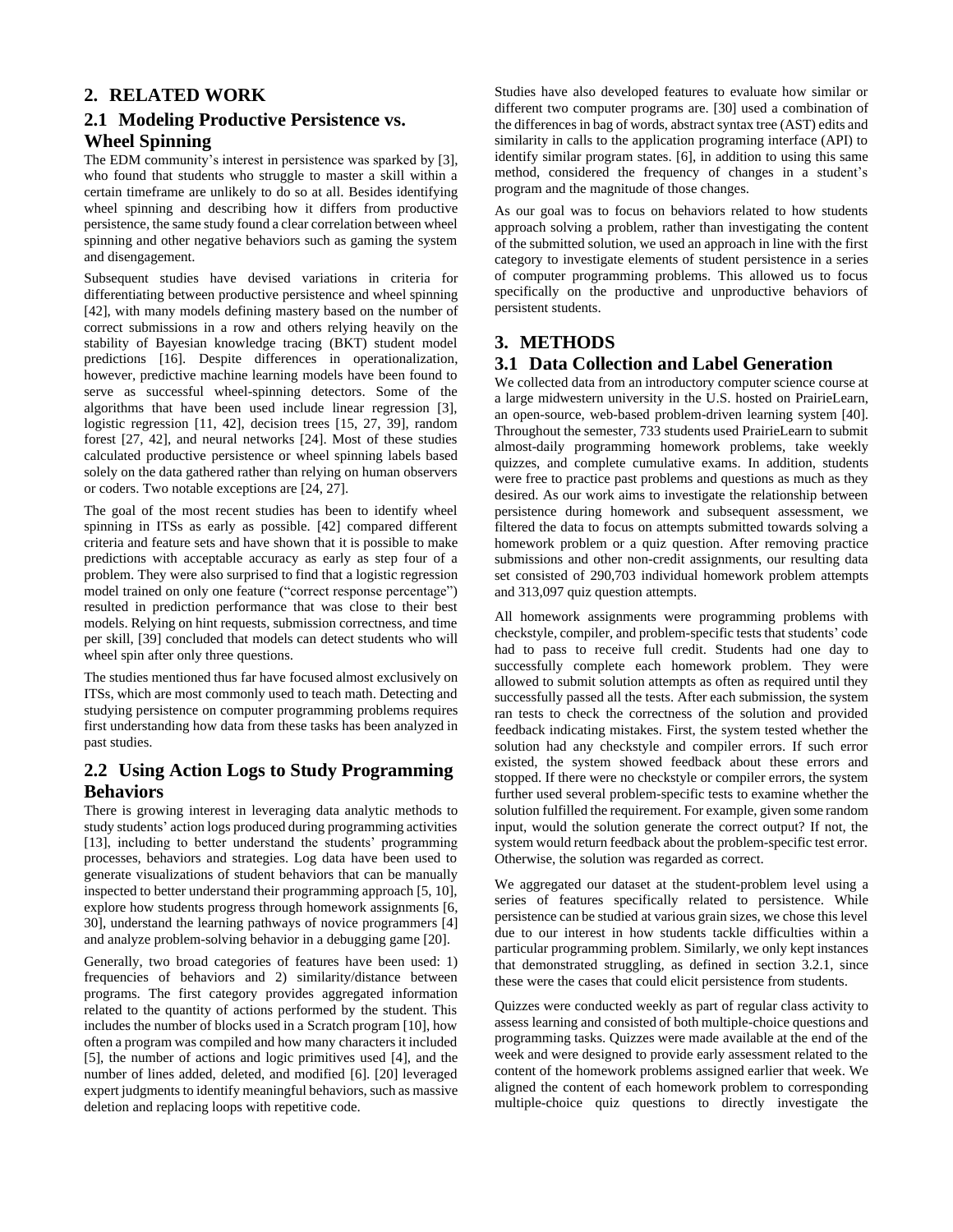## 2. RELATED WORK

### 2.1 Modeling Productive Persistence vs. Wheel Spinning

The EDM community's interest in persistence was sparked by [3], who found that students who struggle to master a skill within a certain timeframe are unlikely to do so at all. Besides identifying wheel spinning and describing how it differs from productive persistence, the same study found a clear correlation between wheel spinning and other negative behaviors such as gaming the system and disengagement.

Subsequent studies have devised variations in criteria for differentiating between productive persistence and wheel spinning [42], with many models defining mastery based on the number of correct submissions in a row and others relying heavily on the stability of Bayesian knowledge tracing (BKT) student model predictions [16]. Despite differences in operationalization, however, predictive machine learning models have been found to serve as successful wheel-spinning detectors. Some of the algorithms that have been used include linear regression [3], logistic regression [11, 42], decision trees [15, 27, 39], random forest [27, 42], and neural networks [24]. Most of these studies calculated productive persistence or wheel spinning labels based solely on the data gathered rather than relying on human observers or coders. Two notable exceptions are [24, 27].

The goal of the most recent studies has been to identify wheel spinning in ITSs as early as possible. [42] compared different criteria and feature sets and have shown that it is possible to make predictions with acceptable accuracy as early as step four of a problem. They were also surprised to find that a logistic regression model trained on only one feature ("correct response percentage") resulted in prediction performance that was close to their best models. Relying on hint requests, submission correctness, and time per skill, [39] concluded that models can detect students who will wheel spin after only three questions.

The studies mentioned thus far have focused almost exclusively on ITSs, which are most commonly used to teach math. Detecting and studying persistence on computer programming problems requires first understanding how data from these tasks has been analyzed in past studies.

### 2.2 Using Action Logs to Study Programming Behaviors

There is growing interest in leveraging data analytic methods to study students' action logs produced during programming activities [13], including to better understand the students' programming processes, behaviors and strategies. Log data have been used to generate visualizations of student behaviors that can be manually inspected to better understand their programming approach [5, 10], explore how students progress through homework assignments [6, 30], understand the learning pathways of novice programmers [4] and analyze problem-solving behavior in a debugging game [20].

Generally, two broad categories of features have been used: 1) frequencies of behaviors and 2) similarity/distance between programs. The first category provides aggregated information related to the quantity of actions performed by the student. This includes the number of blocks used in a Scratch program [10], how often a program was compiled and how many characters it included [5], the number of actions and logic primitives used [4], and the number of lines added, deleted, and modified [6]. [20] leveraged expert judgments to identify meaningful behaviors, such as massive deletion and replacing loops with repetitive code.

Studies have also developed features to evaluate how similar or different two computer programs are. [30] used a combination of the differences in bag of words, abstract syntax tree (AST) edits and similarity in calls to the application programing interface (API) to identify similar program states. [6], in addition to using this same method, considered the frequency of changes in a student's program and the magnitude of those changes.

As our goal was to focus on behaviors related to how students approach solving a problem, rather than investigating the content of the submitted solution, we used an approach in line with the first category to investigate elements of student persistence in a series of computer programming problems. This allowed us to focus specifically on the productive and unproductive behaviors of persistent students.

## 3. METHODS

### 3.1 Data Collection and Label Generation

We collected data from an introductory computer science course at a large midwestern university in the U.S. hosted on PrairieLearn, an open-source, web-based problem-driven learning system [40]. Throughout the semester, 733 students used PrairieLearn to submit almost-daily programming homework problems, take weekly quizzes, and complete cumulative exams. In addition, students were free to practice past problems and questions as much as they desired. As our work aims to investigate the relationship between persistence during homework and subsequent assessment, we filtered the data to focus on attempts submitted towards solving a homework problem or a quiz question. After removing practice submissions and other non-credit assignments, our resulting data set consisted of 290,703 individual homework problem attempts and 313,097 quiz question attempts.

All homework assignments were programming problems with checkstyle, compiler, and problem-specific tests that students' code had to pass to receive full credit. Students had one day to successfully complete each homework problem. They were allowed to submit solution attempts as often as required until they successfully passed all the tests. After each submission, the system ran tests to check the correctness of the solution and provided feedback indicating mistakes. First, the system tested whether the solution had any checkstyle and compiler errors. If such error existed, the system showed feedback about these errors and stopped. If there were no checkstyle or compiler errors, the system further used several problem-specific tests to examine whether the solution fulfilled the requirement. For example, given some random input, would the solution generate the correct output? If not, the system would return feedback about the problem-specific test error. Otherwise, the solution was regarded as correct.

We aggregated our dataset at the student-problem level using a series of features specifically related to persistence. While persistence can be studied at various grain sizes, we chose this level due to our interest in how students tackle difficulties within a particular programming problem. Similarly, we only kept instances that demonstrated struggling, as defined in section 3.2.1, since these were the cases that could elicit persistence from students.

Quizzes were conducted weekly as part of regular class activity to assess learning and consisted of both multiple-choice questions and programming tasks. Quizzes were made available at the end of the week and were designed to provide early assessment related to the content of the homework problems assigned earlier that week. We aligned the content of each homework problem to corresponding multiple-choice quiz questions to directly investigate the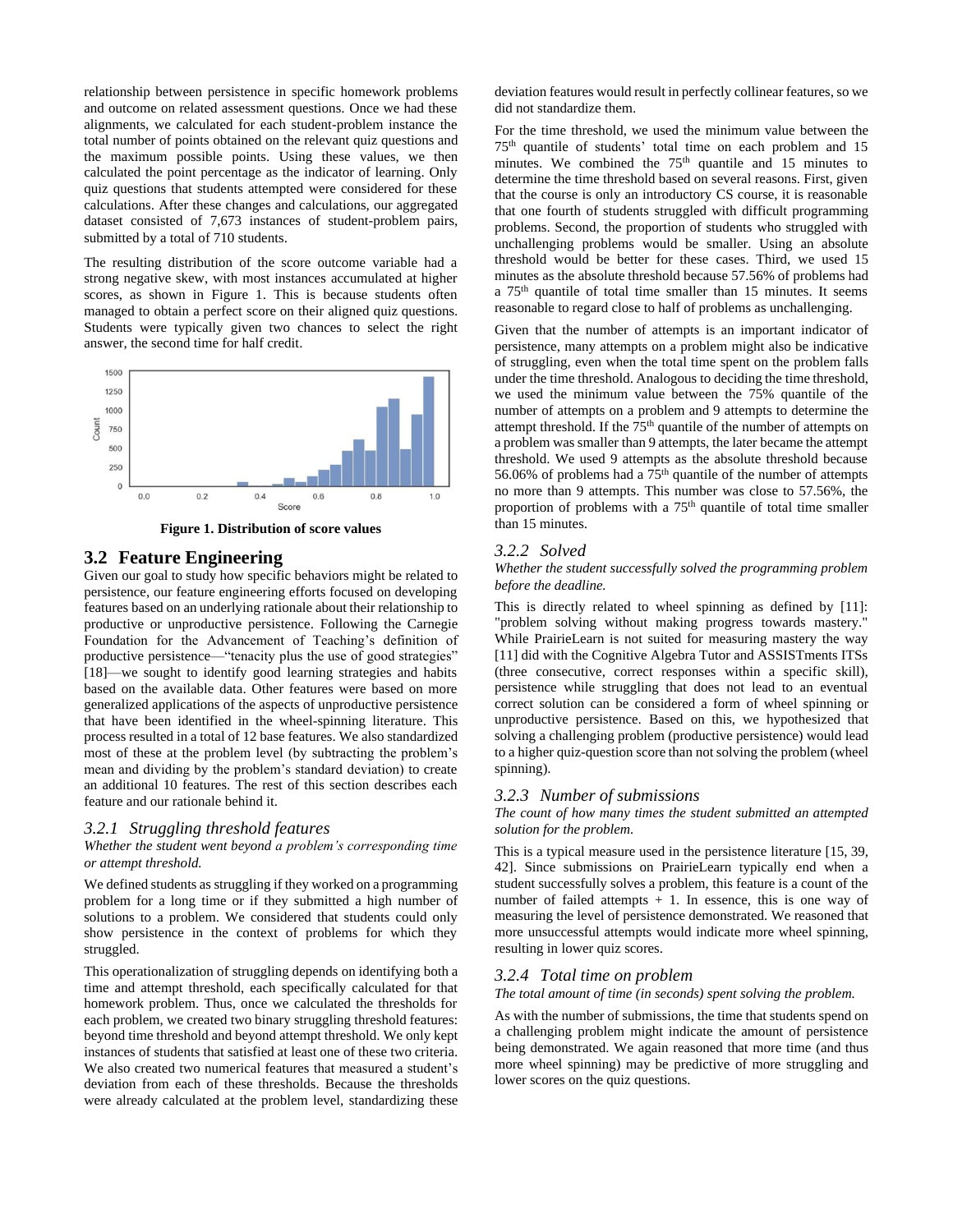relationship between persistence in specific homework problems and outcome on related assessment questions. Once we had these alignments, we calculated for each student-problem instance the total number of points obtained on the relevant quiz questions and the maximum possible points. Using these values, we then calculated the point percentage as the indicator of learning. Only quiz questions that students attempted were considered for these calculations. After these changes and calculations, our aggregated dataset consisted of 7,673 instances of student-problem pairs, submitted by a total of 710 students.

The resulting distribution of the score outcome variable had a strong negative skew, with most instances accumulated at higher scores, as shown in Figure 1. This is because students often managed to obtain a perfect score on their aligned quiz questions. Students were typically given two chances to select the right answer, the second time for half credit.

1500
1250
1000
750
500
250
0
Count
0.0
0.2
0.4
0.6
0.8
1.0
Score

**Figure 1. Distribution of score values**

## 3.2 Feature Engineering

Given our goal to study how specific behaviors might be related to persistence, our feature engineering efforts focused on developing features based on an underlying rationale about their relationship to productive or unproductive persistence. Following the Carnegie Foundation for the Advancement of Teaching's definition of productive persistence—"tenacity plus the use of good strategies" [18]—we sought to identify good learning strategies and habits based on the available data. Other features were based on more generalized applications of the aspects of unproductive persistence that have been identified in the wheel-spinning literature. This process resulted in a total of 12 base features. We also standardized most of these at the problem level (by subtracting the problem's mean and dividing by the problem's standard deviation) to create an additional 10 features. The rest of this section describes each feature and our rationale behind it.

### 3.2.1 Struggling threshold features

*Whether the student went beyond a problem's corresponding time or attempt threshold.*

We defined students as struggling if they worked on a programming problem for a long time or if they submitted a high number of solutions to a problem. We considered that students could only show persistence in the context of problems for which they struggled.

This operationalization of struggling depends on identifying both a time and attempt threshold, each specifically calculated for that homework problem. Thus, once we calculated the thresholds for each problem, we created two binary struggling threshold features: beyond time threshold and beyond attempt threshold. We only kept instances of students that satisfied at least one of these two criteria. We also created two numerical features that measured a student's deviation from each of these thresholds. Because the thresholds were already calculated at the problem level, standardizing these deviation features would result in perfectly collinear features, so we did not standardize them.

For the time threshold, we used the minimum value between the $75^{th}$ quantile of students' total time on each problem and 15 minutes. We combined the $75^{th}$ quantile and 15 minutes to determine the time threshold based on several reasons. First, given that the course is only an introductory CS course, it is reasonable that one fourth of students struggled with difficult programming problems. Second, the proportion of students who struggled with unchallenging problems would be smaller. Using an absolute threshold would be better for these cases. Third, we used 15 minutes as the absolute threshold because 57.56% of problems had a $75^{th}$ quantile of total time smaller than 15 minutes. It seems reasonable to regard close to half of problems as unchallenging.

Given that the number of attempts is an important indicator of persistence, many attempts on a problem might also be indicative of struggling, even when the total time spent on the problem falls under the time threshold. Analogous to deciding the time threshold, we used the minimum value between the 75% quantile of the number of attempts on a problem and 9 attempts to determine the attempt threshold. If the $75^{th}$ quantile of the number of attempts on a problem was smaller than 9 attempts, the later became the attempt threshold. We used 9 attempts as the absolute threshold because 56.06% of problems had a $75^{th}$ quantile of the number of attempts no more than 9 attempts. This number was close to 57.56%, the proportion of problems with a $75^{th}$ quantile of total time smaller than 15 minutes.

### 3.2.2 Solved

*Whether the student successfully solved the programming problem before the deadline.*

This is directly related to wheel spinning as defined by [11]: "problem solving without making progress towards mastery." While PrairieLearn is not suited for measuring mastery the way [11] did with the Cognitive Algebra Tutor and ASSISTments ITSs (three consecutive, correct responses within a specific skill), persistence while struggling that does not lead to an eventual correct solution can be considered a form of wheel spinning or unproductive persistence. Based on this, we hypothesized that solving a challenging problem (productive persistence) would lead to a higher quiz-question score than not solving the problem (wheel spinning).

### 3.2.3 Number of submissions

*The count of how many times the student submitted an attempted solution for the problem.*

This is a typical measure used in the persistence literature [15, 39, 42]. Since submissions on PrairieLearn typically end when a student successfully solves a problem, this feature is a count of the number of failed attempts + 1. In essence, this is one way of measuring the level of persistence demonstrated. We reasoned that more unsuccessful attempts would indicate more wheel spinning, resulting in lower quiz scores.

### 3.2.4 Total time on problem

*The total amount of time (in seconds) spent solving the problem.*

As with the number of submissions, the time that students spend on a challenging problem might indicate the amount of persistence being demonstrated. We again reasoned that more time (and thus more wheel spinning) may be predictive of more struggling and lower scores on the quiz questions.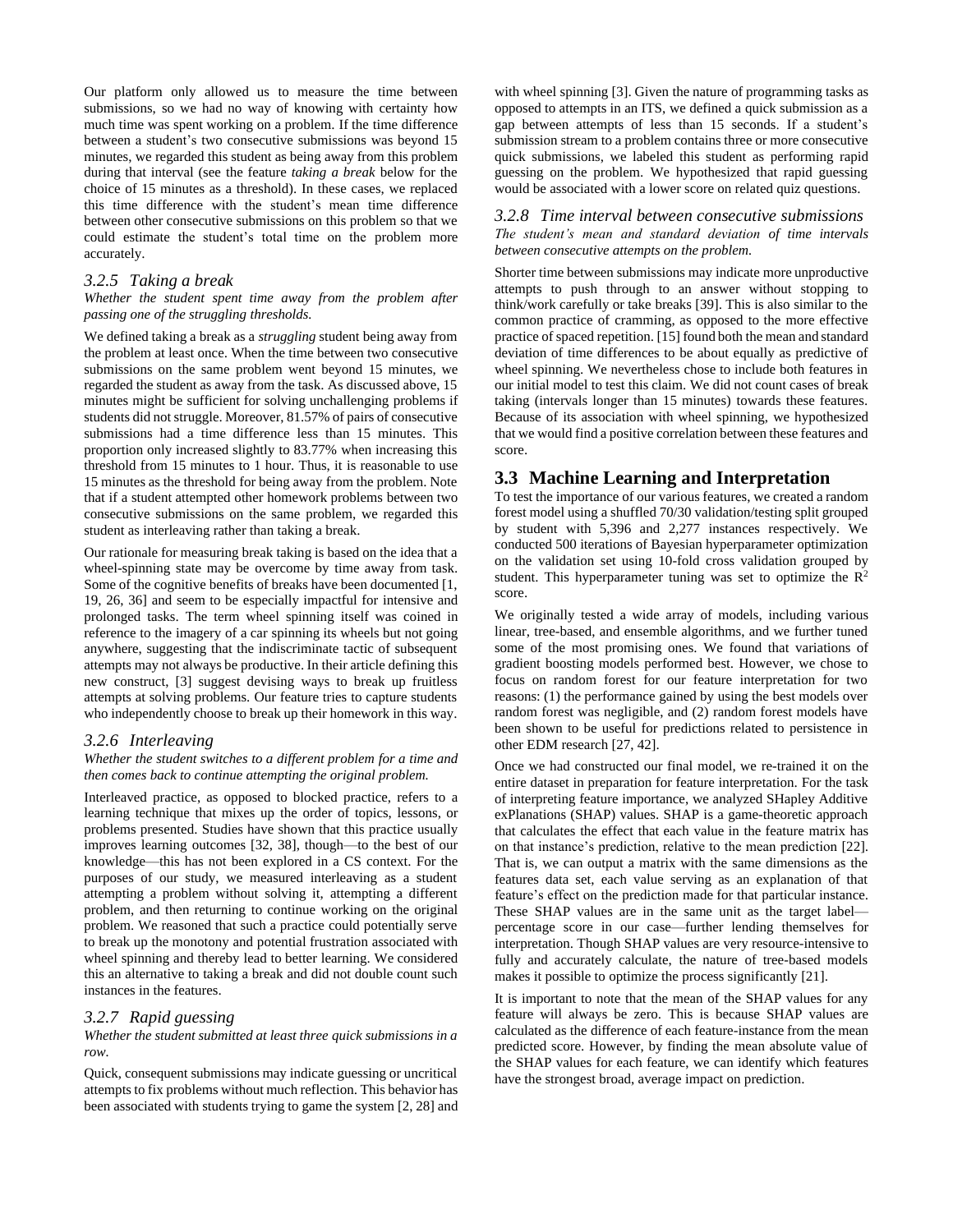Our platform only allowed us to measure the time between submissions, so we had no way of knowing with certainty how much time was spent working on a problem. If the time difference between a student's two consecutive submissions was beyond 15 minutes, we regarded this student as being away from this problem during that interval (see the feature *taking a break* below for the choice of 15 minutes as a threshold). In these cases, we replaced this time difference with the student's mean time difference between other consecutive submissions on this problem so that we could estimate the student's total time on the problem more accurately.

### 3.2.5 Taking a break

*Whether the student spent time away from the problem after passing one of the struggling thresholds.*

We defined taking a break as a *struggling* student being away from the problem at least once. When the time between two consecutive submissions on the same problem went beyond 15 minutes, we regarded the student as away from the task. As discussed above, 15 minutes might be sufficient for solving unchallenging problems if students did not struggle. Moreover, 81.57% of pairs of consecutive submissions had a time difference less than 15 minutes. This proportion only increased slightly to 83.77% when increasing this threshold from 15 minutes to 1 hour. Thus, it is reasonable to use 15 minutes as the threshold for being away from the problem. Note that if a student attempted other homework problems between two consecutive submissions on the same problem, we regarded this student as interleaving rather than taking a break.

Our rationale for measuring break taking is based on the idea that a wheel-spinning state may be overcome by time away from task. Some of the cognitive benefits of breaks have been documented [1, 19, 26, 36] and seem to be especially impactful for intensive and prolonged tasks. The term wheel spinning itself was coined in reference to the imagery of a car spinning its wheels but not going anywhere, suggesting that the indiscriminate tactic of subsequent attempts may not always be productive. In their article defining this new construct, [3] suggest devising ways to break up fruitless attempts at solving problems. Our feature tries to capture students who independently choose to break up their homework in this way.

### 3.2.6 Interleaving

*Whether the student switches to a different problem for a time and then comes back to continue attempting the original problem.*

Interleaved practice, as opposed to blocked practice, refers to a learning technique that mixes up the order of topics, lessons, or problems presented. Studies have shown that this practice usually improves learning outcomes [32, 38], though—to the best of our knowledge—this has not been explored in a CS context. For the purposes of our study, we measured interleaving as a student attempting a problem without solving it, attempting a different problem, and then returning to continue working on the original problem. We reasoned that such a practice could potentially serve to break up the monotony and potential frustration associated with wheel spinning and thereby lead to better learning. We considered this an alternative to taking a break and did not double count such instances in the features.

### 3.2.7 Rapid guessing

*Whether the student submitted at least three quick submissions in a row.*

Quick, consequent submissions may indicate guessing or uncritical attempts to fix problems without much reflection. This behavior has been associated with students trying to game the system [2, 28] and with wheel spinning [3]. Given the nature of programming tasks as opposed to attempts in an ITS, we defined a quick submission as a gap between attempts of less than 15 seconds. If a student's submission stream to a problem contains three or more consecutive quick submissions, we labeled this student as performing rapid guessing on the problem. We hypothesized that rapid guessing would be associated with a lower score on related quiz questions.

### 3.2.8 Time interval between consecutive submissions

*The student's mean and standard deviation of time intervals between consecutive attempts on the problem.*

Shorter time between submissions may indicate more unproductive attempts to push through to an answer without stopping to think/work carefully or take breaks [39]. This is also similar to the common practice of cramming, as opposed to the more effective practice of spaced repetition. [15] found both the mean and standard deviation of time differences to be about equally as predictive of wheel spinning. We nevertheless chose to include both features in our initial model to test this claim. We did not count cases of break taking (intervals longer than 15 minutes) towards these features. Because of its association with wheel spinning, we hypothesized that we would find a positive correlation between these features and score.

## 3.3 Machine Learning and Interpretation

To test the importance of our various features, we created a random forest model using a shuffled 70/30 validation/testing split grouped by student with 5,396 and 2,277 instances respectively. We conducted 500 iterations of Bayesian hyperparameter optimization on the validation set using 10-fold cross validation grouped by student. This hyperparameter tuning was set to optimize the $R^2$ score.

We originally tested a wide array of models, including various linear, tree-based, and ensemble algorithms, and we further tuned some of the most promising ones. We found that variations of gradient boosting models performed best. However, we chose to focus on random forest for our feature interpretation for two reasons: (1) the performance gained by using the best models over random forest was negligible, and (2) random forest models have been shown to be useful for predictions related to persistence in other EDM research [27, 42].

Once we had constructed our final model, we re-trained it on the entire dataset in preparation for feature interpretation. For the task of interpreting feature importance, we analyzed SHapley Additive exPlanations (SHAP) values. SHAP is a game-theoretic approach that calculates the effect that each value in the feature matrix has on that instance's prediction, relative to the mean prediction [22]. That is, we can output a matrix with the same dimensions as the features data set, each value serving as an explanation of that feature's effect on the prediction made for that particular instance. These SHAP values are in the same unit as the target label—percentage score in our case—further lending themselves for interpretation. Though SHAP values are very resource-intensive to fully and accurately calculate, the nature of tree-based models makes it possible to optimize the process significantly [21].

It is important to note that the mean of the SHAP values for any feature will always be zero. This is because SHAP values are calculated as the difference of each feature-instance from the mean predicted score. However, by finding the mean absolute value of the SHAP values for each feature, we can identify which features have the strongest broad, average impact on prediction.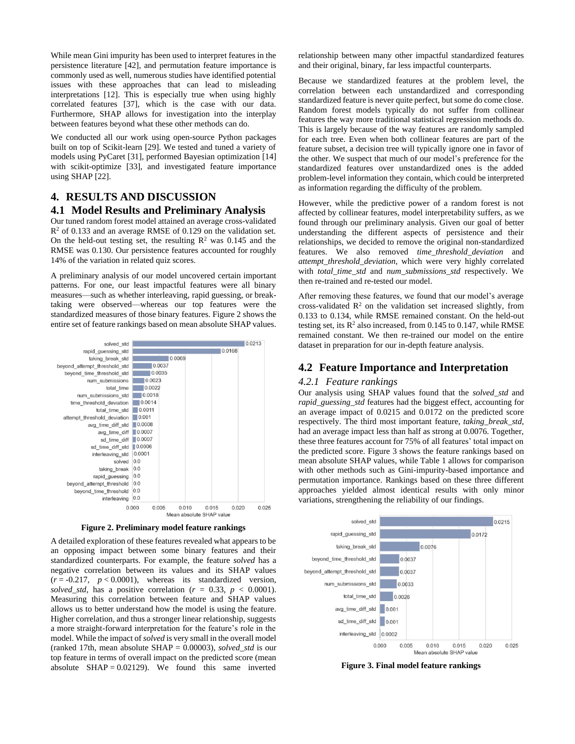While mean Gini impurity has been used to interpret features in the persistence literature [42], and permutation feature importance is commonly used as well, numerous studies have identified potential issues with these approaches that can lead to misleading interpretations [12]. This is especially true when using highly correlated features [37], which is the case with our data. Furthermore, SHAP allows for investigation into the interplay between features beyond what these other methods can do.

We conducted all our work using open-source Python packages built on top of Scikit-learn [29]. We tested and tuned a variety of models using PyCaret [31], performed Bayesian optimization [14] with scikit-optimize [33], and investigated feature importance using SHAP [22].

# 4. RESULTS AND DISCUSSION

## 4.1 Model Results and Preliminary Analysis

Our tuned random forest model attained an average cross-validated $R^2$ of 0.133 and an average RMSE of 0.129 on the validation set. On the held-out testing set, the resulting $R^2$ was 0.145 and the RMSE was 0.130. Our persistence features accounted for roughly 14% of the variation in related quiz scores.

A preliminary analysis of our model uncovered certain important patterns. For one, our least impactful features were all binary measures—such as whether interleaving, rapid guessing, or break-taking were observed—whereas our top features were the standardized measures of those binary features. Figure 2 shows the entire set of feature rankings based on mean absolute SHAP values.

solved_std 0.0213
rapid_guessing_std 0.0168
taking_break_std 0.0069
beyond_attempt_threshold_std 0.0037
beyond_time_threshold_std 0.0035
num_submissions 0.0023
total_time 0.0022
num_submissions_std 0.0018
time_threshold_deviation 0.0014
total_time_std 0.0011
attempt_threshold_deviation 0.001
avg_time_diff_std 0.0008
avg_time_diff 0.0007
sd_time_diff 0.0007
sd_time_diff_std 0.0006
interleaving_std 0.0001
solved 0.0
taking_break 0.0
rapid_guessing 0.0
beyond_attempt_threshold 0.0
beyond_time_threshold 0.0
interleaving 0.0
0.000 0.005 0.010 0.015 0.020 0.025
Mean absolute SHAP value

**Figure 2. Preliminary model feature rankings**

A detailed exploration of these features revealed what appears to be an opposing impact between some binary features and their standardized counterparts. For example, the feature *solved* has a negative correlation between its values and its SHAP values ($r$ = -0.217, $p < 0.0001$), whereas its standardized version, *solved_std*, has a positive correlation ($r$ = 0.33, $p < 0.0001$). Measuring this correlation between feature and SHAP values allows us to better understand how the model is using the feature. Higher correlation, and thus a stronger linear relationship, suggests a more straight-forward interpretation for the feature's role in the model. While the impact of *solved* is very small in the overall model (ranked 17th, mean absolute SHAP = 0.00003), *solved_std* is our top feature in terms of overall impact on the predicted score (mean absolute SHAP = 0.02129). We found this same inverted relationship between many other impactful standardized features and their original, binary, far less impactful counterparts.

Because we standardized features at the problem level, the correlation between each unstandardized and corresponding standardized feature is never quite perfect, but some do come close. Random forest models typically do not suffer from collinear features the way more traditional statistical regression methods do. This is largely because of the way features are randomly sampled for each tree. Even when both collinear features are part of the feature subset, a decision tree will typically ignore one in favor of the other. We suspect that much of our model's preference for the standardized features over unstandardized ones is the added problem-level information they contain, which could be interpreted as information regarding the difficulty of the problem.

However, while the predictive power of a random forest is not affected by collinear features, model interpretability suffers, as we found through our preliminary analysis. Given our goal of better understanding the different aspects of persistence and their relationships, we decided to remove the original non-standardized features. We also removed *time_threshold_deviation* and *attempt_threshold_deviation*, which were very highly correlated with *total_time_std* and *num_submissions_std* respectively. We then re-trained and re-tested our model.

After removing these features, we found that our model's average cross-validated $R^2$ on the validation set increased slightly, from 0.133 to 0.134, while RMSE remained constant. On the held-out testing set, its $R^2$ also increased, from 0.145 to 0.147, while RMSE remained constant. We then re-trained our model on the entire dataset in preparation for our in-depth feature analysis.

## 4.2 Feature Importance and Interpretation

### *4.2.1 Feature rankings*

Our analysis using SHAP values found that the *solved_std* and *rapid_guessing_std* features had the biggest effect, accounting for an average impact of 0.0215 and 0.0172 on the predicted score respectively. The third most important feature, *taking_break_std*, had an average impact less than half as strong at 0.0076. Together, these three features account for 75% of all features' total impact on the predicted score. Figure 3 shows the feature rankings based on mean absolute SHAP values, while Table 1 allows for comparison with other methods such as Gini-impurity-based importance and permutation importance. Rankings based on these three different approaches yielded almost identical results with only minor variations, strengthening the reliability of our findings.

solved_std 0.0215
rapid_guessing_std 0.0172
taking_break_std 0.0076
beyond_time_threshold_std 0.0037
beyond_attempt_threshold_std 0.0037
num_submissions_std 0.0033
total_time_std 0.0026
avg_time_diff_std 0.001
sd_time_diff_std 0.001
interleaving_std 0.0002
0.000 0.005 0.010 0.015 0.020 0.025
Mean absolute SHAP value

**Figure 3. Final model feature rankings**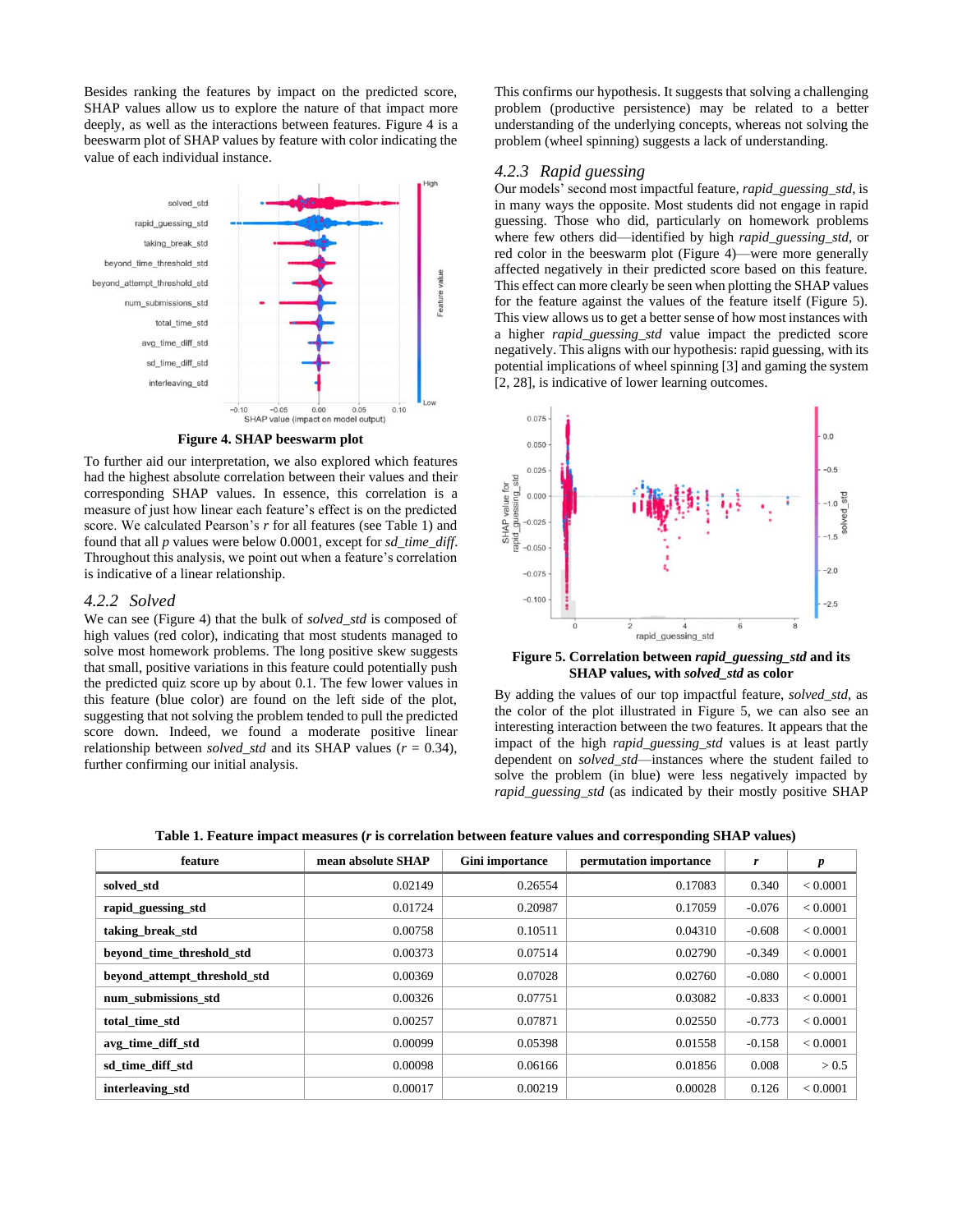Besides ranking the features by impact on the predicted score, SHAP values allow us to explore the nature of that impact more deeply, as well as the interactions between features. Figure 4 is a beeswarm plot of SHAP values by feature with color indicating the value of each individual instance.

solved_std
rapid_guessing_std
taking_break_std
beyond_time_threshold_std
beyond_attempt_threshold_std
num_submissions_std
total_time_std
avg_time_diff_std
sd_time_diff_std
interleaving_std

−0.10 −0.05 0.00 0.05 0.10
SHAP value (impact on model output)

High
Feature value
Low

**Figure 4. SHAP beeswarm plot**

To further aid our interpretation, we also explored which features had the highest absolute correlation between their values and their corresponding SHAP values. In essence, this correlation is a measure of just how linear each feature's effect is on the predicted score. We calculated Pearson's $r$ for all features (see Table 1) and found that all $p$ values were below 0.0001, except for *sd_time_diff*. Throughout this analysis, we point out when a feature's correlation is indicative of a linear relationship.

### 4.2.2 Solved

We can see (Figure 4) that the bulk of *solved_std* is composed of high values (red color), indicating that most students managed to solve most homework problems. The long positive skew suggests that small, positive variations in this feature could potentially push the predicted quiz score up by about 0.1. The few lower values in this feature (blue color) are found on the left side of the plot, suggesting that not solving the problem tended to pull the predicted score down. Indeed, we found a moderate positive linear relationship between *solved_std* and its SHAP values ($r$ = 0.34), further confirming our initial analysis.

This confirms our hypothesis. It suggests that solving a challenging problem (productive persistence) may be related to a better understanding of the underlying concepts, whereas not solving the problem (wheel spinning) suggests a lack of understanding.

### 4.2.3 Rapid guessing

Our models' second most impactful feature, *rapid_guessing_std*, is in many ways the opposite. Most students did not engage in rapid guessing. Those who did, particularly on homework problems where few others did—identified by high *rapid_guessing_std*, or red color in the beeswarm plot (Figure 4)—were more generally affected negatively in their predicted score based on this feature. This effect can more clearly be seen when plotting the SHAP values for the feature against the values of the feature itself (Figure 5). This view allows us to get a better sense of how most instances with a higher *rapid_guessing_std* value impact the predicted score negatively. This aligns with our hypothesis: rapid guessing, with its potential implications of wheel spinning [3] and gaming the system [2, 28], is indicative of lower learning outcomes.

SHAP value for rapid_guessing_std
0.075
0.050
0.025
0.000
−0.025
−0.050
−0.075
−0.100

0 2 4 6 8
rapid_guessing_std

solved_std
0.0
−0.5
−1.0
−1.5
−2.0
−2.5

**Figure 5. Correlation between *rapid_guessing_std* and its SHAP values, with *solved_std* as color**

By adding the values of our top impactful feature, *solved_std*, as the color of the plot illustrated in Figure 5, we can also see an interesting interaction between the two features. It appears that the impact of the high *rapid_guessing_std* values is at least partly dependent on *solved_std*—instances where the student failed to solve the problem (in blue) were less negatively impacted by *rapid_guessing_std* (as indicated by their mostly positive SHAP

**Table 1. Feature impact measures ($r$ is correlation between feature values and corresponding SHAP values)**

| feature | mean absolute SHAP | Gini importance | permutation importance | $r$ | $p$ |
|---|---|---|---|---|---|
| **solved_std** | 0.02149 | 0.26554 | 0.17083 | 0.340 | < 0.0001 |
| **rapid_guessing_std** | 0.01724 | 0.20987 | 0.17059 | -0.076 | < 0.0001 |
| **taking_break_std** | 0.00758 | 0.10511 | 0.04310 | -0.608 | < 0.0001 |
| **beyond_time_threshold_std** | 0.00373 | 0.07514 | 0.02790 | -0.349 | < 0.0001 |
| **beyond_attempt_threshold_std** | 0.00369 | 0.07028 | 0.02760 | -0.080 | < 0.0001 |
| **num_submissions_std** | 0.00326 | 0.07751 | 0.03082 | -0.833 | < 0.0001 |
| **total_time_std** | 0.00257 | 0.07871 | 0.02550 | -0.773 | < 0.0001 |
| **avg_time_diff_std** | 0.00099 | 0.05398 | 0.01558 | -0.158 | < 0.0001 |
| **sd_time_diff_std** | 0.00098 | 0.06166 | 0.01856 | 0.008 | > 0.5 |
| **interleaving_std** | 0.00017 | 0.00219 | 0.00028 | 0.126 | < 0.0001 |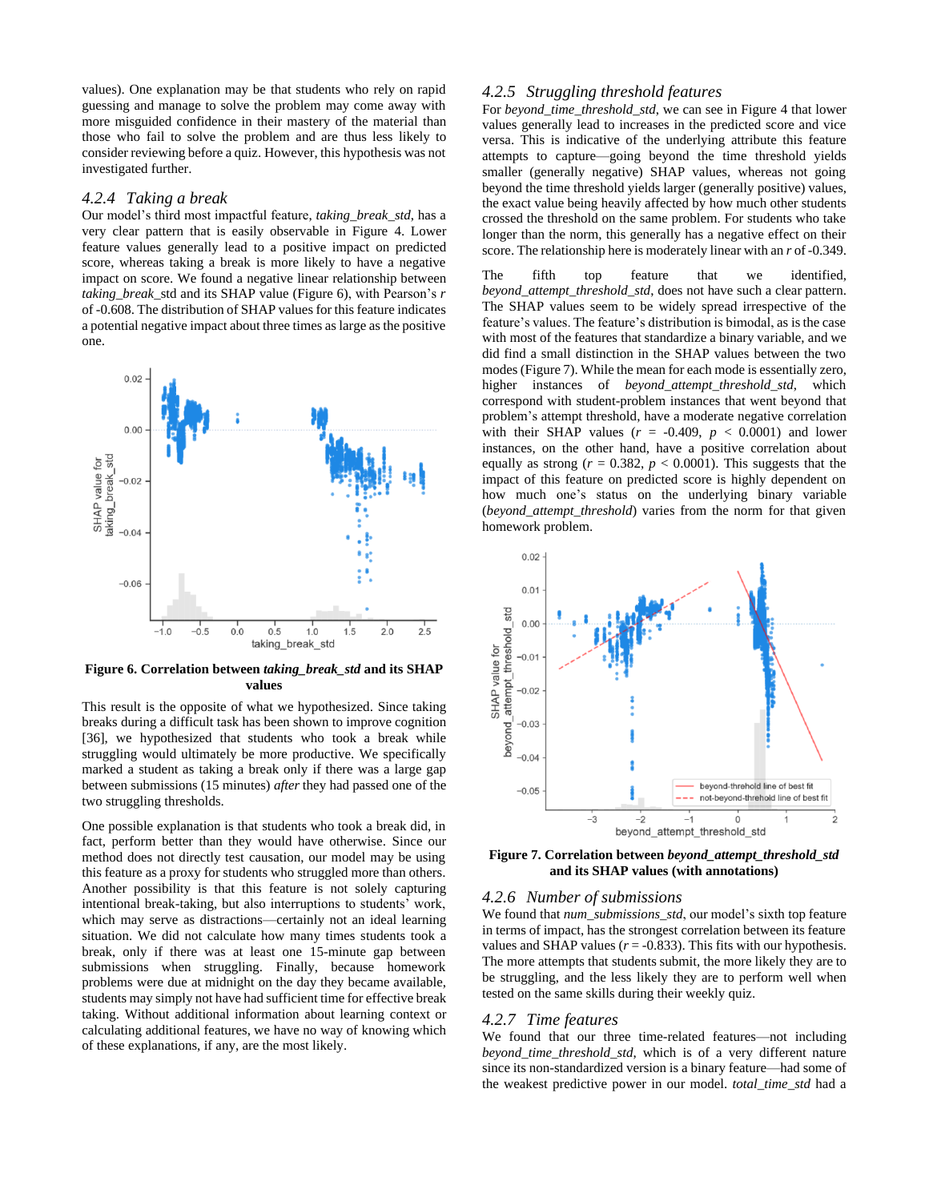values). One explanation may be that students who rely on rapid guessing and manage to solve the problem may come away with more misguided confidence in their mastery of the material than those who fail to solve the problem and are thus less likely to consider reviewing before a quiz. However, this hypothesis was not investigated further.

### 4.2.4 Taking a break

Our model's third most impactful feature, *taking_break_std*, has a very clear pattern that is easily observable in Figure 4. Lower feature values generally lead to a positive impact on predicted score, whereas taking a break is more likely to have a negative impact on score. We found a negative linear relationship between *taking_break*_std and its SHAP value (Figure 6), with Pearson's $r$ of -0.608. The distribution of SHAP values for this feature indicates a potential negative impact about three times as large as the positive one.

SHAP value for taking_break_std
0.02
0.00
−0.02
−0.04
−0.06
−1.0 −0.5 0.0 0.5 1.0 1.5 2.0 2.5
taking_break_std

**Figure 6. Correlation between *taking_break_std* and its SHAP values**

This result is the opposite of what we hypothesized. Since taking breaks during a difficult task has been shown to improve cognition [36], we hypothesized that students who took a break while struggling would ultimately be more productive. We specifically marked a student as taking a break only if there was a large gap between submissions (15 minutes) *after* they had passed one of the two struggling thresholds.

One possible explanation is that students who took a break did, in fact, perform better than they would have otherwise. Since our method does not directly test causation, our model may be using this feature as a proxy for students who struggled more than others. Another possibility is that this feature is not solely capturing intentional break-taking, but also interruptions to students' work, which may serve as distractions—certainly not an ideal learning situation. We did not calculate how many times students took a break, only if there was at least one 15-minute gap between submissions when struggling. Finally, because homework problems were due at midnight on the day they became available, students may simply not have had sufficient time for effective break taking. Without additional information about learning context or calculating additional features, we have no way of knowing which of these explanations, if any, are the most likely.

### 4.2.5 Struggling threshold features

For *beyond_time_threshold_std*, we can see in Figure 4 that lower values generally lead to increases in the predicted score and vice versa. This is indicative of the underlying attribute this feature attempts to capture—going beyond the time threshold yields smaller (generally negative) SHAP values, whereas not going beyond the time threshold yields larger (generally positive) values, the exact value being heavily affected by how much other students crossed the threshold on the same problem. For students who take longer than the norm, this generally has a negative effect on their score. The relationship here is moderately linear with an $r$ of -0.349.

The fifth top feature that we identified, *beyond_attempt_threshold_std*, does not have such a clear pattern. The SHAP values seem to be widely spread irrespective of the feature's values. The feature's distribution is bimodal, as is the case with most of the features that standardize a binary variable, and we did find a small distinction in the SHAP values between the two modes (Figure 7). While the mean for each mode is essentially zero, higher instances of *beyond_attempt_threshold_std*, which correspond with student-problem instances that went beyond that problem's attempt threshold, have a moderate negative correlation with their SHAP values ($r$ = -0.409, $p$ < 0.0001) and lower instances, on the other hand, have a positive correlation about equally as strong ($r$ = 0.382, $p$ < 0.0001). This suggests that the impact of this feature on predicted score is highly dependent on how much one's status on the underlying binary variable (*beyond_attempt_threshold*) varies from the norm for that given homework problem.

SHAP value for beyond_attempt_threshold_std
0.02
0.01
0.00
−0.01
−0.02
−0.03
−0.04
−0.05
−3 −2 −1 0 1 2
beyond_attempt_threshold_std
beyond-threhold line of best fit
not-beyond-threhold line of best fit

**Figure 7. Correlation between *beyond_attempt_threshold_std* and its SHAP values (with annotations)**

### 4.2.6 Number of submissions

We found that *num_submissions_std*, our model's sixth top feature in terms of impact, has the strongest correlation between its feature values and SHAP values ($r$ = -0.833). This fits with our hypothesis. The more attempts that students submit, the more likely they are to be struggling, and the less likely they are to perform well when tested on the same skills during their weekly quiz.

### 4.2.7 Time features

We found that our three time-related features—not including *beyond_time_threshold_std*, which is of a very different nature since its non-standardized version is a binary feature—had some of the weakest predictive power in our model. *total_time_std* had a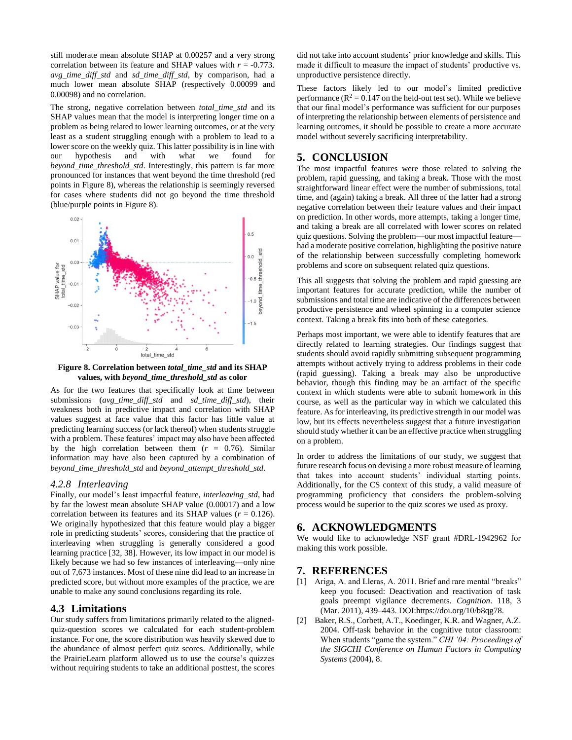still moderate mean absolute SHAP at 0.00257 and a very strong correlation between its feature and SHAP values with $r = -0.773$. *avg_time_diff_std* and *sd_time_diff_std*, by comparison, had a much lower mean absolute SHAP (respectively 0.00099 and 0.00098) and no correlation.

The strong, negative correlation between *total_time_std* and its SHAP values mean that the model is interpreting longer time on a problem as being related to lower learning outcomes, or at the very least as a student struggling enough with a problem to lead to a lower score on the weekly quiz. This latter possibility is in line with our hypothesis and with what we found for *beyond_time_threshold_std*. Interestingly, this pattern is far more pronounced for instances that went beyond the time threshold (red points in Figure 8), whereas the relationship is seemingly reversed for cases where students did not go beyond the time threshold (blue/purple points in Figure 8).

0.02
0.01
0.00
−0.01
−0.02
−0.03
SHAP value for total_time_std
−2
0
2
4
6
total_time_std
0.5
0.0
−0.5
−1.0
−1.5
beyond_time_threshold_std

**Figure 8. Correlation between *total_time_std* and its SHAP values, with *beyond_time_threshold_std* as color**

As for the two features that specifically look at time between submissions (*avg_time_diff_std* and *sd_time_diff_std*), their weakness both in predictive impact and correlation with SHAP values suggest at face value that this factor has little value at predicting learning success (or lack thereof) when students struggle with a problem. These features' impact may also have been affected by the high correlation between them ($r = 0.76$). Similar information may have also been captured by a combination of *beyond_time_threshold_std* and *beyond_attempt_threshold_std*.

### *4.2.8 Interleaving*

Finally, our model's least impactful feature, *interleaving_std*, had by far the lowest mean absolute SHAP value (0.00017) and a low correlation between its features and its SHAP values ($r = 0.126$). We originally hypothesized that this feature would play a bigger role in predicting students' scores, considering that the practice of interleaving when struggling is generally considered a good learning practice [32, 38]. However, its low impact in our model is likely because we had so few instances of interleaving—only nine out of 7,673 instances. Most of these nine did lead to an increase in predicted score, but without more examples of the practice, we are unable to make any sound conclusions regarding its role.

## 4.3 Limitations

Our study suffers from limitations primarily related to the aligned-quiz-question scores we calculated for each student-problem instance. For one, the score distribution was heavily skewed due to the abundance of almost perfect quiz scores. Additionally, while the PrairieLearn platform allowed us to use the course's quizzes without requiring students to take an additional posttest, the scores did not take into account students' prior knowledge and skills. This made it difficult to measure the impact of students' productive vs. unproductive persistence directly.

These factors likely led to our model's limited predictive performance ($R^2 = 0.147$ on the held-out test set). While we believe that our final model's performance was sufficient for our purposes of interpreting the relationship between elements of persistence and learning outcomes, it should be possible to create a more accurate model without severely sacrificing interpretability.

# 5. CONCLUSION

The most impactful features were those related to solving the problem, rapid guessing, and taking a break. Those with the most straightforward linear effect were the number of submissions, total time, and (again) taking a break. All three of the latter had a strong negative correlation between their feature values and their impact on prediction. In other words, more attempts, taking a longer time, and taking a break are all correlated with lower scores on related quiz questions. Solving the problem—our most impactful feature—had a moderate positive correlation, highlighting the positive nature of the relationship between successfully completing homework problems and score on subsequent related quiz questions.

This all suggests that solving the problem and rapid guessing are important features for accurate prediction, while the number of submissions and total time are indicative of the differences between productive persistence and wheel spinning in a computer science context. Taking a break fits into both of these categories.

Perhaps most important, we were able to identify features that are directly related to learning strategies. Our findings suggest that students should avoid rapidly submitting subsequent programming attempts without actively trying to address problems in their code (rapid guessing). Taking a break may also be unproductive behavior, though this finding may be an artifact of the specific context in which students were able to submit homework in this course, as well as the particular way in which we calculated this feature. As for interleaving, its predictive strength in our model was low, but its effects nevertheless suggest that a future investigation should study whether it can be an effective practice when struggling on a problem.

In order to address the limitations of our study, we suggest that future research focus on devising a more robust measure of learning that takes into account students' individual starting points. Additionally, for the CS context of this study, a valid measure of programming proficiency that considers the problem-solving process would be superior to the quiz scores we used as proxy.

# 6. ACKNOWLEDGMENTS

We would like to acknowledge NSF grant #DRL-1942962 for making this work possible.

# 7. REFERENCES

[1] Ariga, A. and Lleras, A. 2011. Brief and rare mental "breaks" keep you focused: Deactivation and reactivation of task goals preempt vigilance decrements. *Cognition*. 118, 3 (Mar. 2011), 439–443. DOI:https://doi.org/10/b8qg78.

[2] Baker, R.S., Corbett, A.T., Koedinger, K.R. and Wagner, A.Z. 2004. Off-task behavior in the cognitive tutor classroom: When students "game the system." *CHI '04: Proceedings of the SIGCHI Conference on Human Factors in Computing Systems* (2004), 8.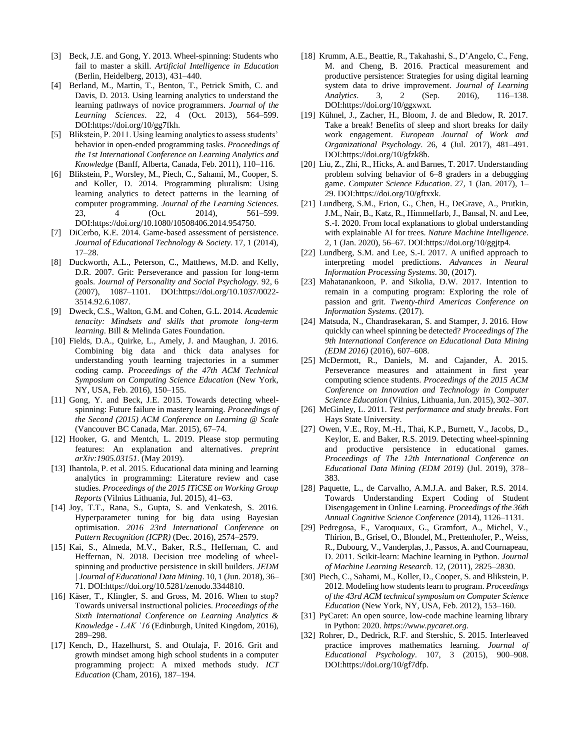[3] Beck, J.E. and Gong, Y. 2013. Wheel-spinning: Students who fail to master a skill. *Artificial Intelligence in Education* (Berlin, Heidelberg, 2013), 431–440.

[4] Berland, M., Martin, T., Benton, T., Petrick Smith, C. and Davis, D. 2013. Using learning analytics to understand the learning pathways of novice programmers. *Journal of the Learning Sciences*. 22, 4 (Oct. 2013), 564–599. DOI:https://doi.org/10/gg7fkh.

[5] Blikstein, P. 2011. Using learning analytics to assess students' behavior in open-ended programming tasks. *Proceedings of the 1st International Conference on Learning Analytics and Knowledge* (Banff, Alberta, Canada, Feb. 2011), 110–116.

[6] Blikstein, P., Worsley, M., Piech, C., Sahami, M., Cooper, S. and Koller, D. 2014. Programming pluralism: Using learning analytics to detect patterns in the learning of computer programming. *Journal of the Learning Sciences*. 23, 4 (Oct. 2014), 561–599. DOI:https://doi.org/10.1080/10508406.2014.954750.

[7] DiCerbo, K.E. 2014. Game-based assessment of persistence. *Journal of Educational Technology & Society*. 17, 1 (2014), 17–28.

[8] Duckworth, A.L., Peterson, C., Matthews, M.D. and Kelly, D.R. 2007. Grit: Perseverance and passion for long-term goals. *Journal of Personality and Social Psychology*. 92, 6 (2007), 1087–1101. DOI:https://doi.org/10.1037/0022-3514.92.6.1087.

[9] Dweck, C.S., Walton, G.M. and Cohen, G.L. 2014. *Academic tenacity: Mindsets and skills that promote long-term learning*. Bill & Melinda Gates Foundation.

[10] Fields, D.A., Quirke, L., Amely, J. and Maughan, J. 2016. Combining big data and thick data analyses for understanding youth learning trajectories in a summer coding camp. *Proceedings of the 47th ACM Technical Symposium on Computing Science Education* (New York, NY, USA, Feb. 2016), 150–155.

[11] Gong, Y. and Beck, J.E. 2015. Towards detecting wheel-spinning: Future failure in mastery learning. *Proceedings of the Second (2015) ACM Conference on Learning @ Scale* (Vancouver BC Canada, Mar. 2015), 67–74.

[12] Hooker, G. and Mentch, L. 2019. Please stop permuting features: An explanation and alternatives. *preprint arXiv:1905.03151*. (May 2019).

[13] Ihantola, P. et al. 2015. Educational data mining and learning analytics in programming: Literature review and case studies. *Proceedings of the 2015 ITiCSE on Working Group Reports* (Vilnius Lithuania, Jul. 2015), 41–63.

[14] Joy, T.T., Rana, S., Gupta, S. and Venkatesh, S. 2016. Hyperparameter tuning for big data using Bayesian optimisation. *2016 23rd International Conference on Pattern Recognition (ICPR)* (Dec. 2016), 2574–2579.

[15] Kai, S., Almeda, M.V., Baker, R.S., Heffernan, C. and Heffernan, N. 2018. Decision tree modeling of wheel-spinning and productive persistence in skill builders. *JEDM | Journal of Educational Data Mining*. 10, 1 (Jun. 2018), 36–71. DOI:https://doi.org/10.5281/zenodo.3344810.

[16] Käser, T., Klingler, S. and Gross, M. 2016. When to stop? Towards universal instructional policies. *Proceedings of the Sixth International Conference on Learning Analytics & Knowledge - LAK '16* (Edinburgh, United Kingdom, 2016), 289–298.

[17] Kench, D., Hazelhurst, S. and Otulaja, F. 2016. Grit and growth mindset among high school students in a computer programming project: A mixed methods study. *ICT Education* (Cham, 2016), 187–194.

[18] Krumm, A.E., Beattie, R., Takahashi, S., D'Angelo, C., Feng, M. and Cheng, B. 2016. Practical measurement and productive persistence: Strategies for using digital learning system data to drive improvement. *Journal of Learning Analytics*. 3, 2 (Sep. 2016), 116–138. DOI:https://doi.org/10/ggxwxt.

[19] Kühnel, J., Zacher, H., Bloom, J. de and Bledow, R. 2017. Take a break! Benefits of sleep and short breaks for daily work engagement. *European Journal of Work and Organizational Psychology*. 26, 4 (Jul. 2017), 481–491. DOI:https://doi.org/10/gfzk8b.

[20] Liu, Z., Zhi, R., Hicks, A. and Barnes, T. 2017. Understanding problem solving behavior of 6–8 graders in a debugging game. *Computer Science Education*. 27, 1 (Jan. 2017), 1–29. DOI:https://doi.org/10/gftxxk.

[21] Lundberg, S.M., Erion, G., Chen, H., DeGrave, A., Prutkin, J.M., Nair, B., Katz, R., Himmelfarb, J., Bansal, N. and Lee, S.-I. 2020. From local explanations to global understanding with explainable AI for trees. *Nature Machine Intelligence*. 2, 1 (Jan. 2020), 56–67. DOI:https://doi.org/10/ggjtp4.

[22] Lundberg, S.M. and Lee, S.-I. 2017. A unified approach to interpreting model predictions. *Advances in Neural Information Processing Systems*. 30, (2017).

[23] Mahatanankoon, P. and Sikolia, D.W. 2017. Intention to remain in a computing program: Exploring the role of passion and grit. *Twenty-third Americas Conference on Information Systems*. (2017).

[24] Matsuda, N., Chandrasekaran, S. and Stamper, J. 2016. How quickly can wheel spinning be detected? *Proceedings of The 9th International Conference on Educational Data Mining (EDM 2016)* (2016), 607–608.

[25] McDermott, R., Daniels, M. and Cajander, Å. 2015. Perseverance measures and attainment in first year computing science students. *Proceedings of the 2015 ACM Conference on Innovation and Technology in Computer Science Education* (Vilnius, Lithuania, Jun. 2015), 302–307.

[26] McGinley, L. 2011. *Test performance and study breaks*. Fort Hays State University.

[27] Owen, V.E., Roy, M.-H., Thai, K.P., Burnett, V., Jacobs, D., Keylor, E. and Baker, R.S. 2019. Detecting wheel-spinning and productive persistence in educational games. *Proceedings of The 12th International Conference on Educational Data Mining (EDM 2019)* (Jul. 2019), 378–383.

[28] Paquette, L., de Carvalho, A.M.J.A. and Baker, R.S. 2014. Towards Understanding Expert Coding of Student Disengagement in Online Learning. *Proceedings of the 36th Annual Cognitive Science Conference* (2014), 1126–1131.

[29] Pedregosa, F., Varoquaux, G., Gramfort, A., Michel, V., Thirion, B., Grisel, O., Blondel, M., Prettenhofer, P., Weiss, R., Dubourg, V., Vanderplas, J., Passos, A. and Cournapeau, D. 2011. Scikit-learn: Machine learning in Python. *Journal of Machine Learning Research*. 12, (2011), 2825–2830.

[30] Piech, C., Sahami, M., Koller, D., Cooper, S. and Blikstein, P. 2012. Modeling how students learn to program. *Proceedings of the 43rd ACM technical symposium on Computer Science Education* (New York, NY, USA, Feb. 2012), 153–160.

[31] PyCaret: An open source, low-code machine learning library in Python: 2020. *https://www.pycaret.org*.

[32] Rohrer, D., Dedrick, R.F. and Stershic, S. 2015. Interleaved practice improves mathematics learning. *Journal of Educational Psychology*. 107, 3 (2015), 900–908. DOI:https://doi.org/10/gf7dfp.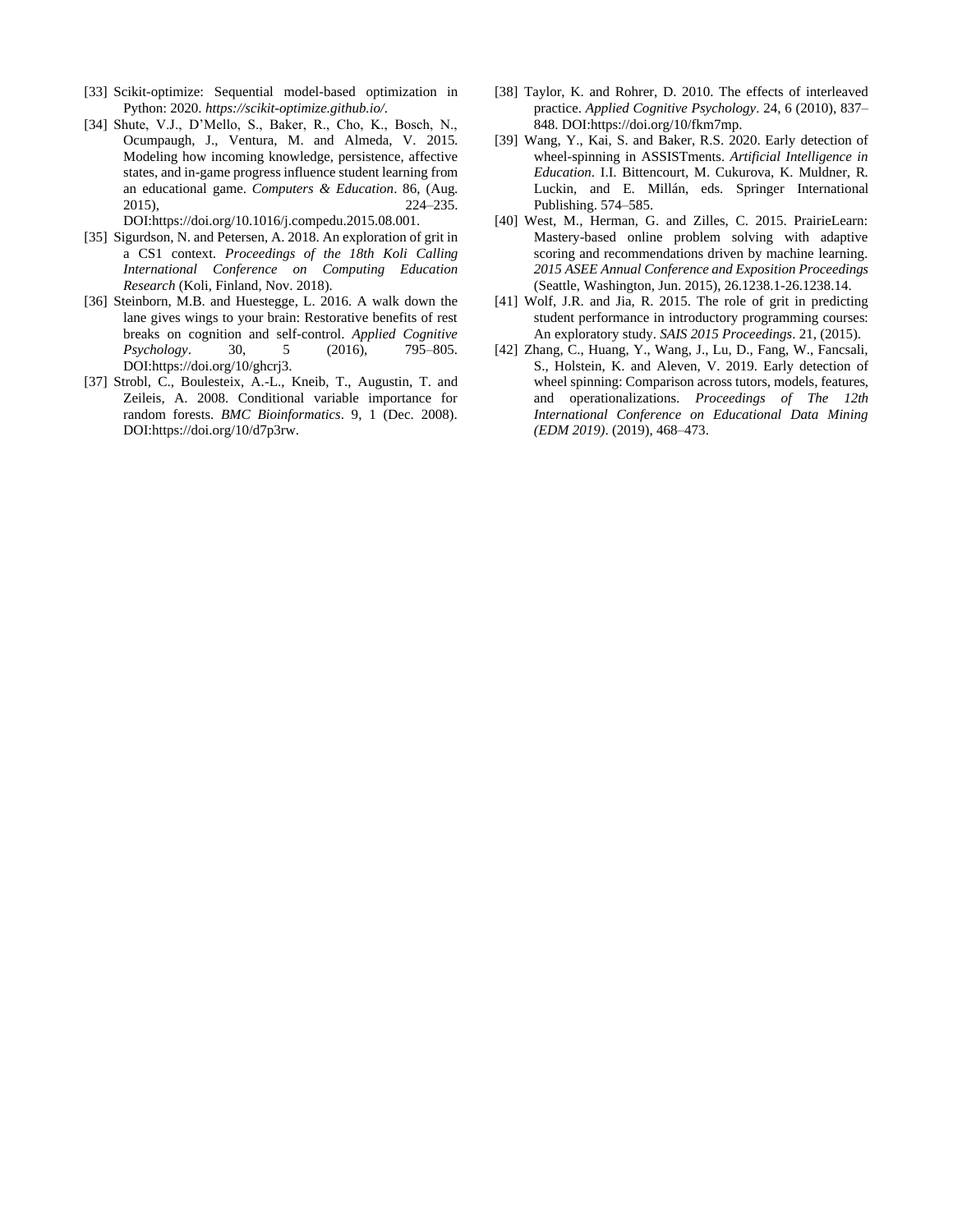[33] Scikit-optimize: Sequential model-based optimization in Python: 2020. *https://scikit-optimize.github.io/*.

[34] Shute, V.J., D'Mello, S., Baker, R., Cho, K., Bosch, N., Ocumpaugh, J., Ventura, M. and Almeda, V. 2015. Modeling how incoming knowledge, persistence, affective states, and in-game progress influence student learning from an educational game. *Computers & Education*. 86, (Aug. 2015), 224–235. DOI:https://doi.org/10.1016/j.compedu.2015.08.001.

[35] Sigurdson, N. and Petersen, A. 2018. An exploration of grit in a CS1 context. *Proceedings of the 18th Koli Calling International Conference on Computing Education Research* (Koli, Finland, Nov. 2018).

[36] Steinborn, M.B. and Huestegge, L. 2016. A walk down the lane gives wings to your brain: Restorative benefits of rest breaks on cognition and self-control. *Applied Cognitive Psychology*. 30, 5 (2016), 795–805. DOI:https://doi.org/10/ghcrj3.

[37] Strobl, C., Boulesteix, A.-L., Kneib, T., Augustin, T. and Zeileis, A. 2008. Conditional variable importance for random forests. *BMC Bioinformatics*. 9, 1 (Dec. 2008). DOI:https://doi.org/10/d7p3rw.

[38] Taylor, K. and Rohrer, D. 2010. The effects of interleaved practice. *Applied Cognitive Psychology*. 24, 6 (2010), 837–848. DOI:https://doi.org/10/fkm7mp.

[39] Wang, Y., Kai, S. and Baker, R.S. 2020. Early detection of wheel-spinning in ASSISTments. *Artificial Intelligence in Education*. I.I. Bittencourt, M. Cukurova, K. Muldner, R. Luckin, and E. Millán, eds. Springer International Publishing. 574–585.

[40] West, M., Herman, G. and Zilles, C. 2015. PrairieLearn: Mastery-based online problem solving with adaptive scoring and recommendations driven by machine learning. *2015 ASEE Annual Conference and Exposition Proceedings* (Seattle, Washington, Jun. 2015), 26.1238.1-26.1238.14.

[41] Wolf, J.R. and Jia, R. 2015. The role of grit in predicting student performance in introductory programming courses: An exploratory study. *SAIS 2015 Proceedings*. 21, (2015).

[42] Zhang, C., Huang, Y., Wang, J., Lu, D., Fang, W., Fancsali, S., Holstein, K. and Aleven, V. 2019. Early detection of wheel spinning: Comparison across tutors, models, features, and operationalizations. *Proceedings of The 12th International Conference on Educational Data Mining (EDM 2019)*. (2019), 468–473.